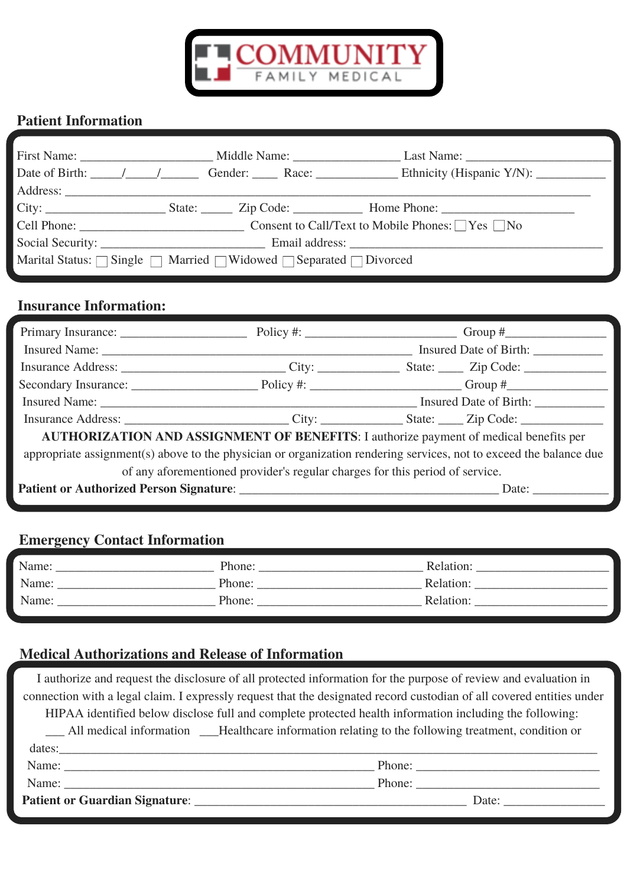# COMMUNITY FAMILY MEDICAL

## Patient Information

First Name: ____________________ Middle Name: ________________ Last Name: ______________________

Date of Birth: _____/_____/______ Gender: ____ Race: ____________ Ethnicity (Hispanic Y/N): __________

Address: ________________________________________________________________________________

City: __________________ State: _____ Zip Code: __________ Home Phone: ____________________

Cell Phone: _________________________ Consent to Call/Text to Mobile Phones: ☐ Yes ☐ No

Social Security: _________________________ Email address: ____________________________________

Marital Status: ☐ Single ☐ Married ☐ Widowed ☐ Separated ☐ Divorced

## Insurance Information:

Primary Insurance: ___________________ Policy #: _______________________ Group #_______________

Insured Name: ___________________________________________________ Insured Date of Birth: __________

Insurance Address: _________________________ City: ____________ State: ____ Zip Code: ____________

Secondary Insurance: ___________________ Policy #: _______________________ Group #_______________

Insured Name: ___________________________________________________ Insured Date of Birth: __________

Insurance Address: _________________________ City: ____________ State: ____ Zip Code: ____________

**AUTHORIZATION AND ASSIGNMENT OF BENEFITS**: I authorize payment of medical benefits per appropriate assignment(s) above to the physician or organization rendering services, not to exceed the balance due of any aforementioned provider's regular charges for this period of service.

**Patient or Authorized Person Signature**: ________________________________________ Date: ___________

## Emergency Contact Information

Name: ________________________ Phone: _________________________ Relation: ____________________

Name: ________________________ Phone: _________________________ Relation: ____________________

Name: ________________________ Phone: _________________________ Relation: ____________________

## Medical Authorizations and Release of Information

I authorize and request the disclosure of all protected information for the purpose of review and evaluation in connection with a legal claim. I expressly request that the designated record custodian of all covered entities under HIPAA identified below disclose full and complete protected health information including the following:

___ All medical information ___Healthcare information relating to the following treatment, condition or dates:___________________________________________________________________________________

Name: ________________________________________________ Phone: ____________________________

Name: ________________________________________________ Phone: ____________________________

**Patient or Guardian Signature**: __________________________________________ Date: _______________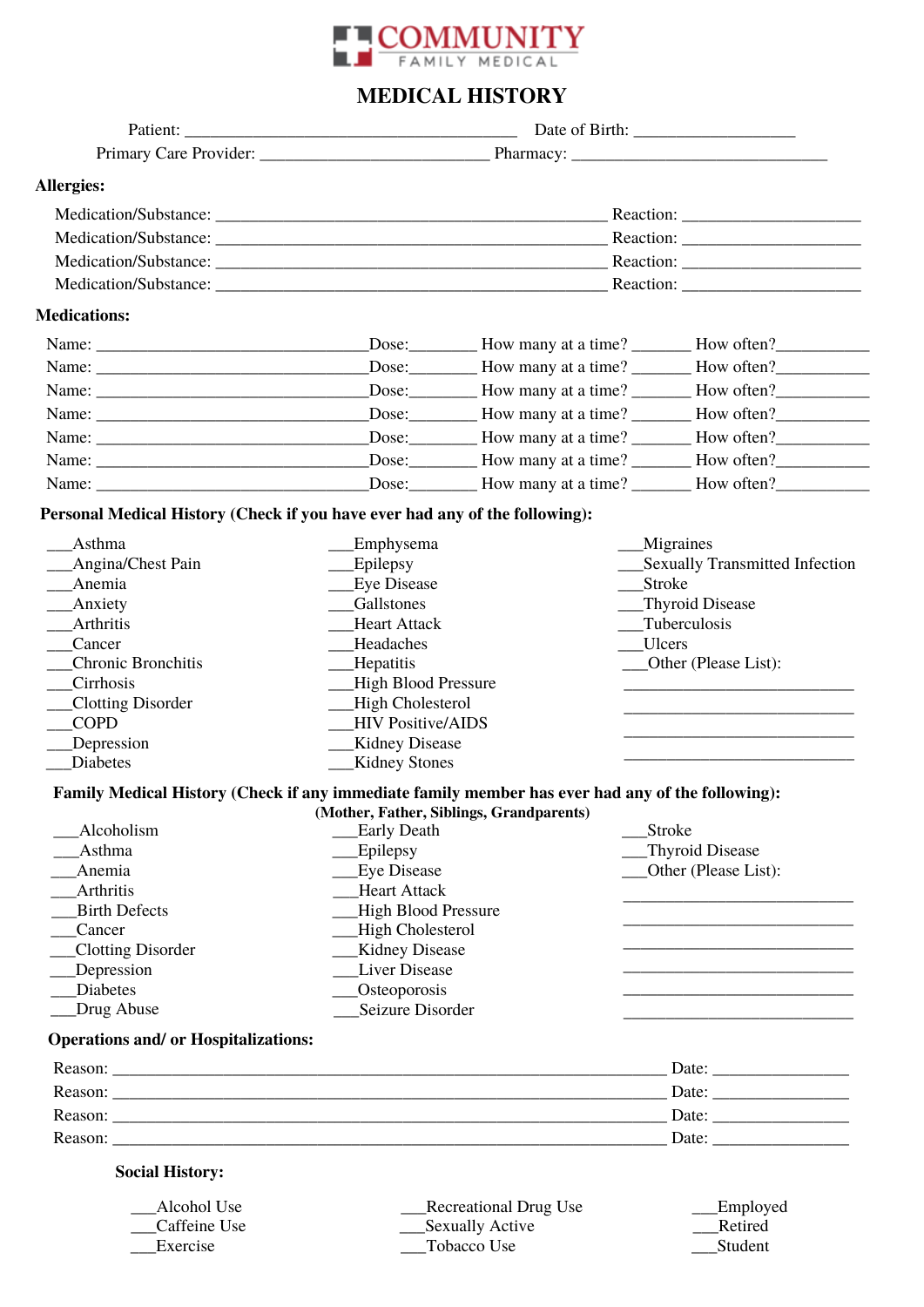**COMMUNITY**
FAMILY MEDICAL

# MEDICAL HISTORY

Patient: ________________________________________ Date of Birth: ___________________

Primary Care Provider: ___________________________ Pharmacy: ______________________________

**Allergies:**

Medication/Substance: ______________________________________________ Reaction: _____________________

Medication/Substance: ______________________________________________ Reaction: _____________________

Medication/Substance: ______________________________________________ Reaction: _____________________

Medication/Substance: ______________________________________________ Reaction: _____________________

**Medications:**

Name: ________________________________Dose:________ How many at a time? _______ How often?___________

Name: ________________________________Dose:________ How many at a time? _______ How often?___________

Name: ________________________________Dose:________ How many at a time? _______ How often?___________

Name: ________________________________Dose:________ How many at a time? _______ How often?___________

Name: ________________________________Dose:________ How many at a time? _______ How often?___________

Name: ________________________________Dose:________ How many at a time? _______ How often?___________

Name: ________________________________Dose:________ How many at a time? _______ How often?___________

**Personal Medical History (Check if you have ever had any of the following):**

___Asthma
___Angina/Chest Pain
___Anemia
___Anxiety
___Arthritis
___Cancer
___Chronic Bronchitis
___Cirrhosis
___Clotting Disorder
___COPD
___Depression
___Diabetes
___Emphysema
___Epilepsy
___Eye Disease
___Gallstones
___Heart Attack
___Headaches
___Hepatitis
___High Blood Pressure
___High Cholesterol
___HIV Positive/AIDS
___Kidney Disease
___Kidney Stones
___Migraines
___Sexually Transmitted Infection
___Stroke
___Thyroid Disease
___Tuberculosis
___Ulcers
___Other (Please List):
___________________________
___________________________
___________________________
___________________________

**Family Medical History (Check if any immediate family member has ever had any of the following):**
**(Mother, Father, Siblings, Grandparents)**

___Alcoholism
___Asthma
___Anemia
___Arthritis
___Birth Defects
___Cancer
___Clotting Disorder
___Depression
___Diabetes
___Drug Abuse
___Early Death
___Epilepsy
___Eye Disease
___Heart Attack
___High Blood Pressure
___High Cholesterol
___Kidney Disease
___Liver Disease
___Osteoporosis
___Seizure Disorder
___Stroke
___Thyroid Disease
___Other (Please List):
___________________________
___________________________
___________________________
___________________________
___________________________
___________________________

**Operations and/ or Hospitalizations:**

Reason: ___________________________________________________________________ Date: ________________

Reason: ___________________________________________________________________ Date: ________________

Reason: ___________________________________________________________________ Date: ________________

Reason: ___________________________________________________________________ Date: ________________

**Social History:**

___Alcohol Use
___Caffeine Use
___Exercise
___Recreational Drug Use
___Sexually Active
___Tobacco Use
___Employed
___Retired
___Student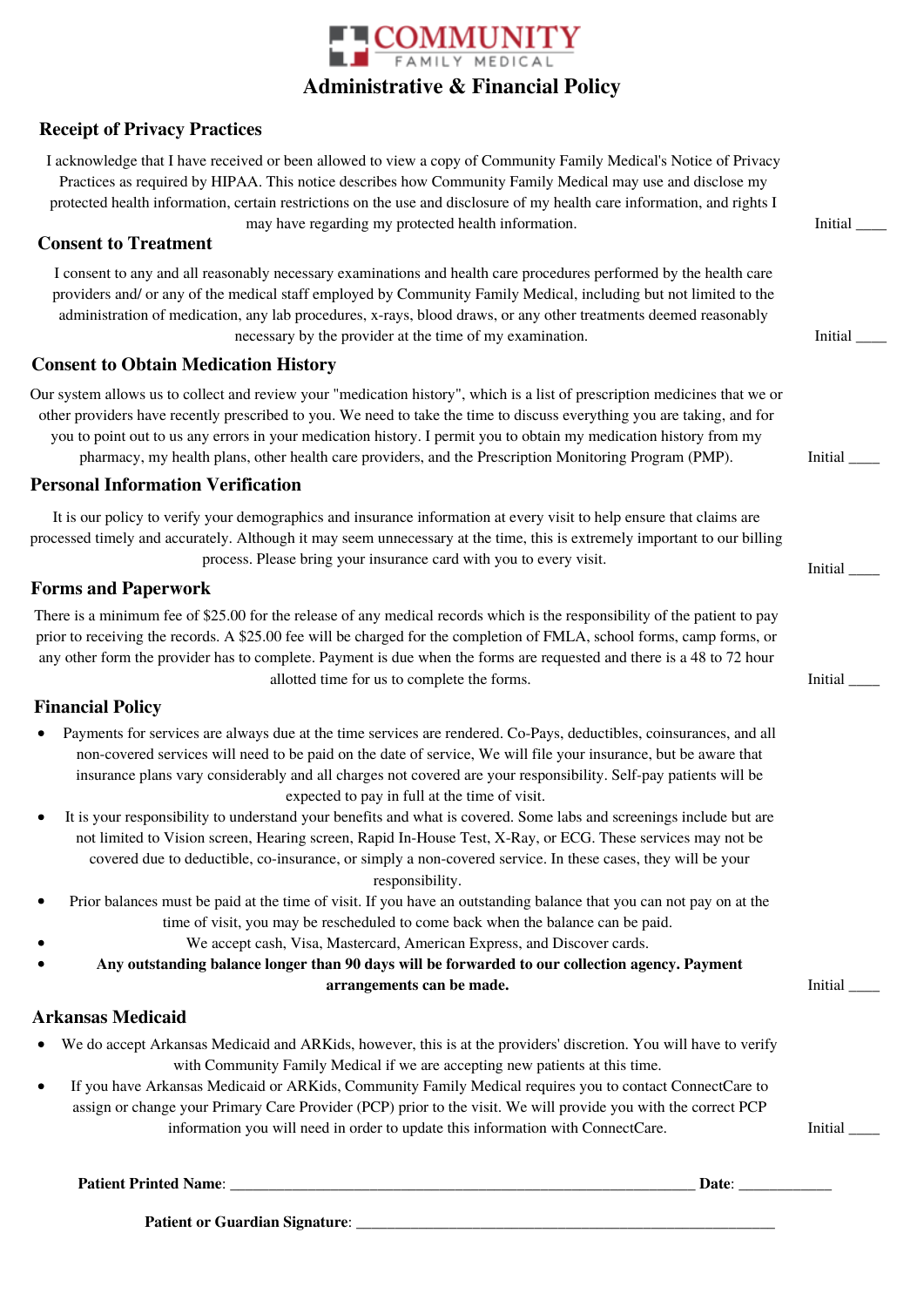COMMUNITY
FAMILY MEDICAL

# Administrative & Financial Policy

## Receipt of Privacy Practices

I acknowledge that I have received or been allowed to view a copy of Community Family Medical's Notice of Privacy Practices as required by HIPAA. This notice describes how Community Family Medical may use and disclose my protected health information, certain restrictions on the use and disclosure of my health care information, and rights I may have regarding my protected health information.

Initial ____

## Consent to Treatment

I consent to any and all reasonably necessary examinations and health care procedures performed by the health care providers and/ or any of the medical staff employed by Community Family Medical, including but not limited to the administration of medication, any lab procedures, x-rays, blood draws, or any other treatments deemed reasonably necessary by the provider at the time of my examination.

Initial ____

## Consent to Obtain Medication History

Our system allows us to collect and review your "medication history", which is a list of prescription medicines that we or other providers have recently prescribed to you. We need to take the time to discuss everything you are taking, and for you to point out to us any errors in your medication history. I permit you to obtain my medication history from my pharmacy, my health plans, other health care providers, and the Prescription Monitoring Program (PMP).

Initial ____

## Personal Information Verification

It is our policy to verify your demographics and insurance information at every visit to help ensure that claims are processed timely and accurately. Although it may seem unnecessary at the time, this is extremely important to our billing process. Please bring your insurance card with you to every visit.

Initial ____

## Forms and Paperwork

There is a minimum fee of $25.00 for the release of any medical records which is the responsibility of the patient to pay prior to receiving the records. A $25.00 fee will be charged for the completion of FMLA, school forms, camp forms, or any other form the provider has to complete. Payment is due when the forms are requested and there is a 48 to 72 hour allotted time for us to complete the forms.

Initial ____

## Financial Policy

- Payments for services are always due at the time services are rendered. Co-Pays, deductibles, coinsurances, and all non-covered services will need to be paid on the date of service, We will file your insurance, but be aware that insurance plans vary considerably and all charges not covered are your responsibility. Self-pay patients will be expected to pay in full at the time of visit.
- It is your responsibility to understand your benefits and what is covered. Some labs and screenings include but are not limited to Vision screen, Hearing screen, Rapid In-House Test, X-Ray, or ECG. These services may not be covered due to deductible, co-insurance, or simply a non-covered service. In these cases, they will be your responsibility.
- Prior balances must be paid at the time of visit. If you have an outstanding balance that you can not pay on at the time of visit, you may be rescheduled to come back when the balance can be paid.
- We accept cash, Visa, Mastercard, American Express, and Discover cards.
- **Any outstanding balance longer than 90 days will be forwarded to our collection agency. Payment arrangements can be made.**

Initial ____

## Arkansas Medicaid

- We do accept Arkansas Medicaid and ARKids, however, this is at the providers' discretion. You will have to verify with Community Family Medical if we are accepting new patients at this time.
- If you have Arkansas Medicaid or ARKids, Community Family Medical requires you to contact ConnectCare to assign or change your Primary Care Provider (PCP) prior to the visit. We will provide you with the correct PCP information you will need in order to update this information with ConnectCare.

Initial ____

**Patient Printed Name**: ____________________________________________ **Date**: ____________

**Patient or Guardian Signature**: ____________________________________________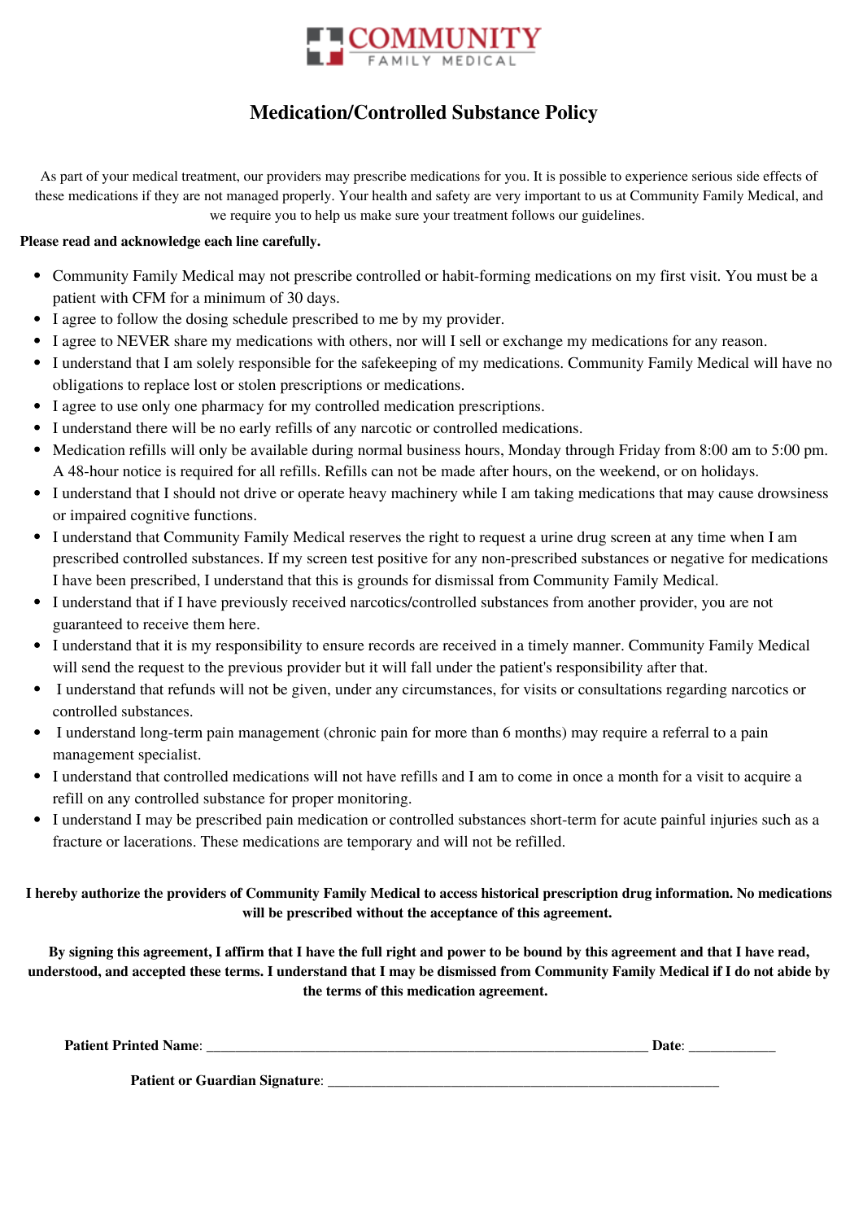COMMUNITY
FAMILY MEDICAL

# Medication/Controlled Substance Policy

As part of your medical treatment, our providers may prescribe medications for you. It is possible to experience serious side effects of these medications if they are not managed properly. Your health and safety are very important to us at Community Family Medical, and we require you to help us make sure your treatment follows our guidelines.

**Please read and acknowledge each line carefully.**

- Community Family Medical may not prescribe controlled or habit-forming medications on my first visit. You must be a patient with CFM for a minimum of 30 days.
- I agree to follow the dosing schedule prescribed to me by my provider.
- I agree to NEVER share my medications with others, nor will I sell or exchange my medications for any reason.
- I understand that I am solely responsible for the safekeeping of my medications. Community Family Medical will have no obligations to replace lost or stolen prescriptions or medications.
- I agree to use only one pharmacy for my controlled medication prescriptions.
- I understand there will be no early refills of any narcotic or controlled medications.
- Medication refills will only be available during normal business hours, Monday through Friday from 8:00 am to 5:00 pm. A 48-hour notice is required for all refills. Refills can not be made after hours, on the weekend, or on holidays.
- I understand that I should not drive or operate heavy machinery while I am taking medications that may cause drowsiness or impaired cognitive functions.
- I understand that Community Family Medical reserves the right to request a urine drug screen at any time when I am prescribed controlled substances. If my screen test positive for any non-prescribed substances or negative for medications I have been prescribed, I understand that this is grounds for dismissal from Community Family Medical.
- I understand that if I have previously received narcotics/controlled substances from another provider, you are not guaranteed to receive them here.
- I understand that it is my responsibility to ensure records are received in a timely manner. Community Family Medical will send the request to the previous provider but it will fall under the patient's responsibility after that.
- I understand that refunds will not be given, under any circumstances, for visits or consultations regarding narcotics or controlled substances.
- I understand long-term pain management (chronic pain for more than 6 months) may require a referral to a pain management specialist.
- I understand that controlled medications will not have refills and I am to come in once a month for a visit to acquire a refill on any controlled substance for proper monitoring.
- I understand I may be prescribed pain medication or controlled substances short-term for acute painful injuries such as a fracture or lacerations. These medications are temporary and will not be refilled.

**I hereby authorize the providers of Community Family Medical to access historical prescription drug information. No medications will be prescribed without the acceptance of this agreement.**

**By signing this agreement, I affirm that I have the full right and power to be bound by this agreement and that I have read, understood, and accepted these terms. I understand that I may be dismissed from Community Family Medical if I do not abide by the terms of this medication agreement.**

**Patient Printed Name**: ______________________________ **Date**: ____________

**Patient or Guardian Signature**: ______________________________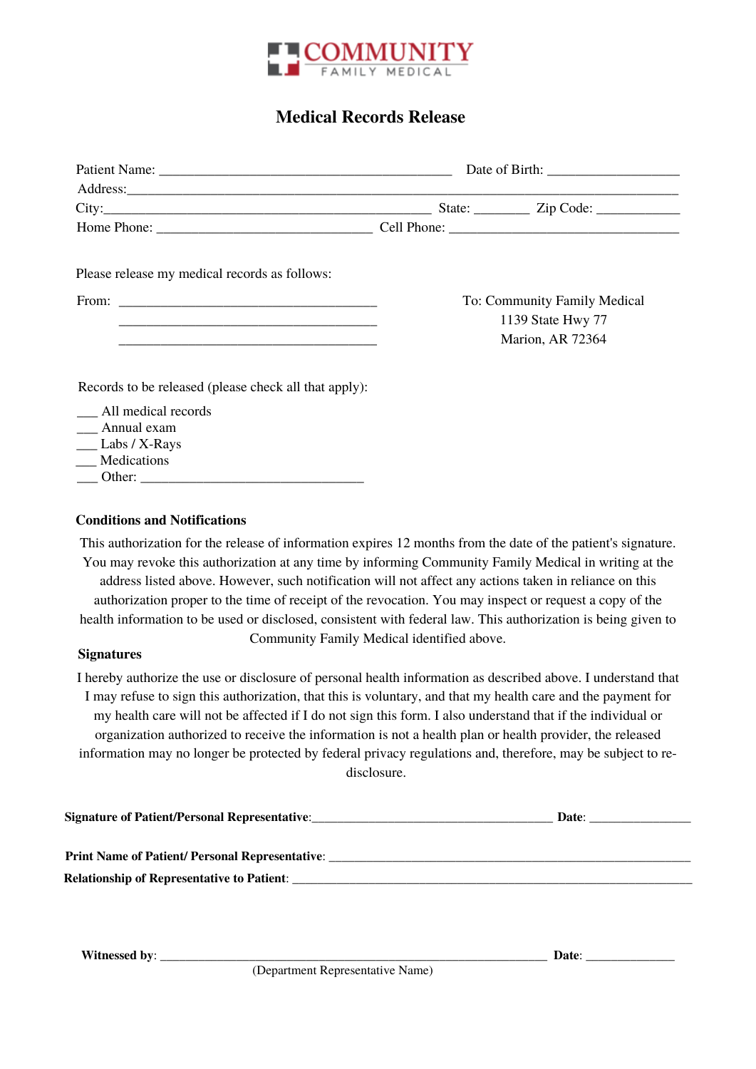COMMUNITY
FAMILY MEDICAL

# Medical Records Release

Patient Name: ___________________________________________ Date of Birth: ___________________

Address:__________________________________________________________________________________

City:_________________________________________________ State: ________ Zip Code: ____________

Home Phone: ________________________________ Cell Phone: __________________________________

Please release my medical records as follows:

From: ______________________________________
______________________________________
______________________________________

To: Community Family Medical
1139 State Hwy 77
Marion, AR 72364

Records to be released (please check all that apply):

___ All medical records
___ Annual exam
___ Labs / X-Rays
___ Medications
___ Other: _________________________________

**Conditions and Notifications**

This authorization for the release of information expires 12 months from the date of the patient's signature. You may revoke this authorization at any time by informing Community Family Medical in writing at the address listed above. However, such notification will not affect any actions taken in reliance on this authorization proper to the time of receipt of the revocation. You may inspect or request a copy of the health information to be used or disclosed, consistent with federal law. This authorization is being given to Community Family Medical identified above.

**Signatures**

I hereby authorize the use or disclosure of personal health information as described above. I understand that I may refuse to sign this authorization, that this is voluntary, and that my health care and the payment for my health care will not be affected if I do not sign this form. I also understand that if the individual or organization authorized to receive the information is not a health plan or health provider, the released information may no longer be protected by federal privacy regulations and, therefore, may be subject to re-disclosure.

**Signature of Patient/Personal Representative**:_____________________________________ **Date**: _______________

**Print Name of Patient/ Personal Representative**: _____________________________________________________

**Relationship of Representative to Patient**: __________________________________________________________

**Witnessed by**: _____________________________________________________________ **Date**: ______________
(Department Representative Name)